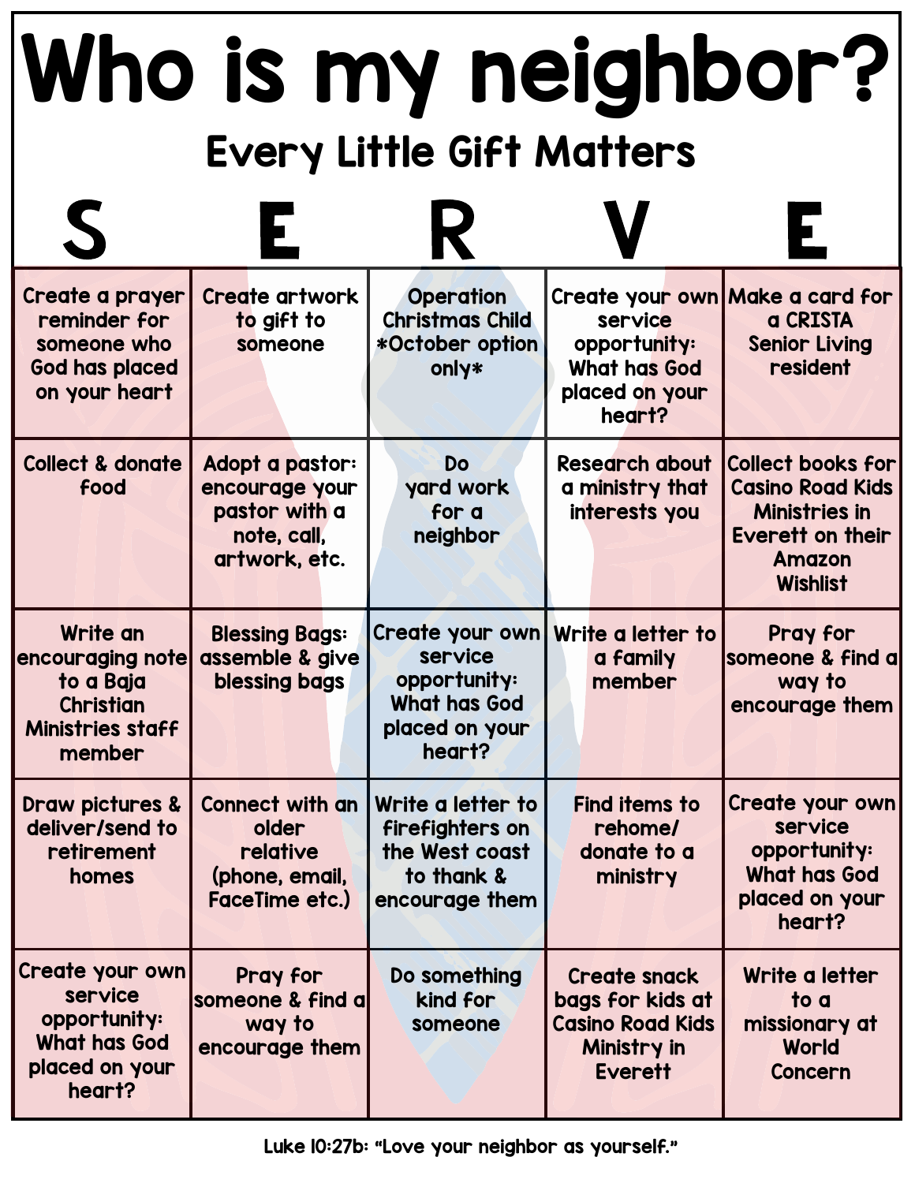# Who is my neighbor?

## Every Little Gift Matters

| S | E | R | V | E |
|---|---|---|---|---|
| Create a prayer reminder for someone who God has placed on your heart | Create artwork to gift to someone | Operation Christmas Child *October option only* | Create your own service opportunity: What has God placed on your heart? | Make a card for a CRISTA Senior Living resident |
| Collect & donate food | Adopt a pastor: encourage your pastor with a note, call, artwork, etc. | Do yard work for a neighbor | Research about a ministry that interests you | Collect books for Casino Road Kids Ministries in Everett on their Amazon Wishlist |
| Write an encouraging note to a Baja Christian Ministries staff member | Blessing Bags: assemble & give blessing bags | Create your own service opportunity: What has God placed on your heart? | Write a letter to a family member | Pray for someone & find a way to encourage them |
| Draw pictures & deliver/send to retirement homes | Connect with an older relative (phone, email, FaceTime etc.) | Write a letter to firefighters on the West coast to thank & encourage them | Find items to rehome/ donate to a ministry | Create your own service opportunity: What has God placed on your heart? |
| Create your own service opportunity: What has God placed on your heart? | Pray for someone & find a way to encourage them | Do something kind for someone | Create snack bags for kids at Casino Road Kids Ministry in Everett | Write a letter to a missionary at World Concern |

Luke 10:27b: "Love your neighbor as yourself."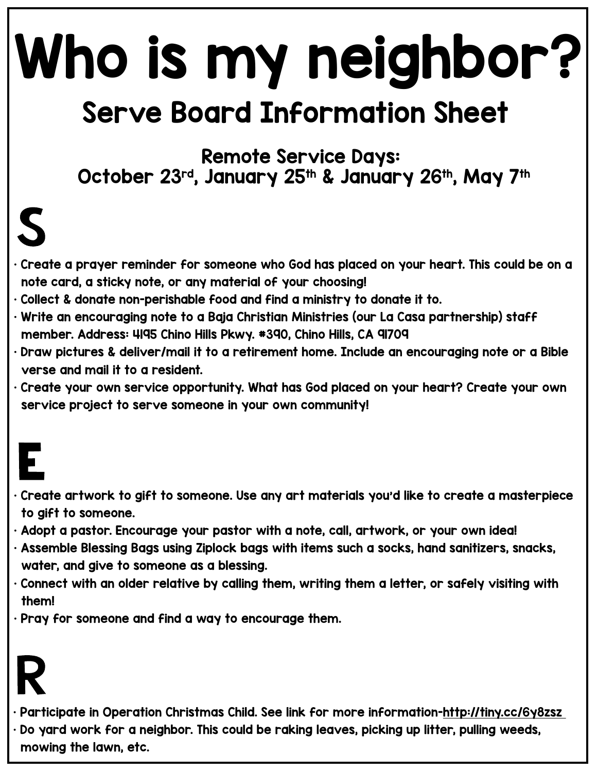# Who is my neighbor?

## Serve Board Information Sheet

### Remote Service Days:
### October 23rd, January 25th & January 26th, May 7th

# S

- Create a prayer reminder for someone who God has placed on your heart. This could be on a note card, a sticky note, or any material of your choosing!
- Collect & donate non-perishable food and find a ministry to donate it to.
- Write an encouraging note to a Baja Christian Ministries (our La Casa partnership) staff member. Address: 4195 Chino Hills Pkwy. #390, Chino Hills, CA 91709
- Draw pictures & deliver/mail it to a retirement home. Include an encouraging note or a Bible verse and mail it to a resident.
- Create your own service opportunity. What has God placed on your heart? Create your own service project to serve someone in your own community!

# E

- Create artwork to gift to someone. Use any art materials you'd like to create a masterpiece to gift to someone.
- Adopt a pastor. Encourage your pastor with a note, call, artwork, or your own idea!
- Assemble Blessing Bags using Ziplock bags with items such a socks, hand sanitizers, snacks, water, and give to someone as a blessing.
- Connect with an older relative by calling them, writing them a letter, or safely visiting with them!
- Pray for someone and find a way to encourage them.

# R

- Participate in Operation Christmas Child. See link for more information-http://tiny.cc/6y8zsz
- Do yard work for a neighbor. This could be raking leaves, picking up litter, pulling weeds, mowing the lawn, etc.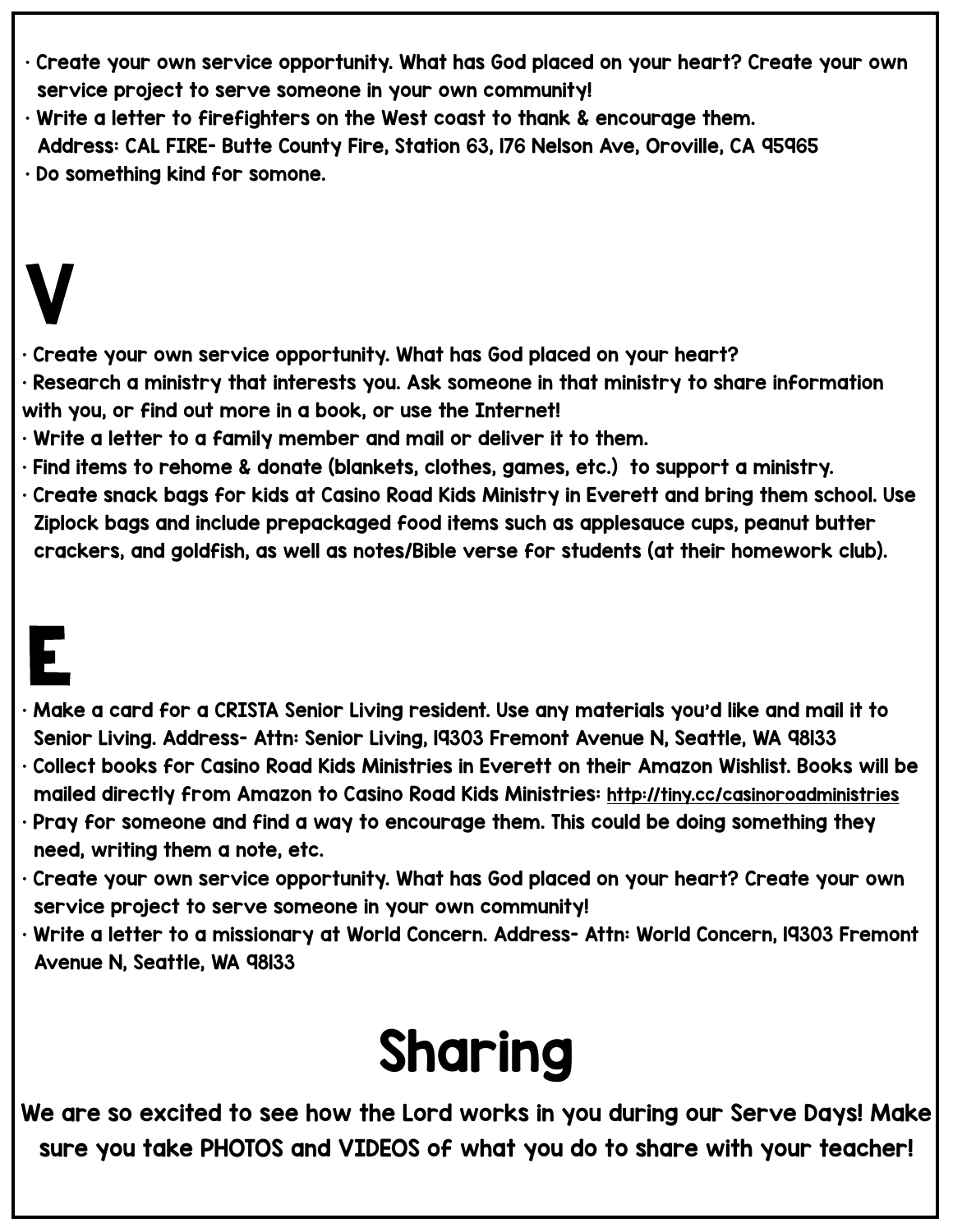- Create your own service opportunity. What has God placed on your heart? Create your own service project to serve someone in your own community!
- Write a letter to firefighters on the West coast to thank & encourage them. Address: CAL FIRE- Butte County Fire, Station 63, 176 Nelson Ave, Oroville, CA 95965
- Do something kind for somone.

# V

- Create your own service opportunity. What has God placed on your heart?
- Research a ministry that interests you. Ask someone in that ministry to share information with you, or find out more in a book, or use the Internet!
- Write a letter to a family member and mail or deliver it to them.
- Find items to rehome & donate (blankets, clothes, games, etc.) to support a ministry.
- Create snack bags for kids at Casino Road Kids Ministry in Everett and bring them school. Use Ziplock bags and include prepackaged food items such as applesauce cups, peanut butter crackers, and goldfish, as well as notes/Bible verse for students (at their homework club).

# E

- Make a card for a CRISTA Senior Living resident. Use any materials you'd like and mail it to Senior Living. Address- Attn: Senior Living, 19303 Fremont Avenue N, Seattle, WA 98133
- Collect books for Casino Road Kids Ministries in Everett on their Amazon Wishlist. Books will be mailed directly from Amazon to Casino Road Kids Ministries: http://tiny.cc/casinoroadministries
- Pray for someone and find a way to encourage them. This could be doing something they need, writing them a note, etc.
- Create your own service opportunity. What has God placed on your heart? Create your own service project to serve someone in your own community!
- Write a letter to a missionary at World Concern. Address- Attn: World Concern, 19303 Fremont Avenue N, Seattle, WA 98133

# Sharing

**We are so excited to see how the Lord works in you during our Serve Days! Make sure you take PHOTOS and VIDEOS of what you do to share with your teacher!**